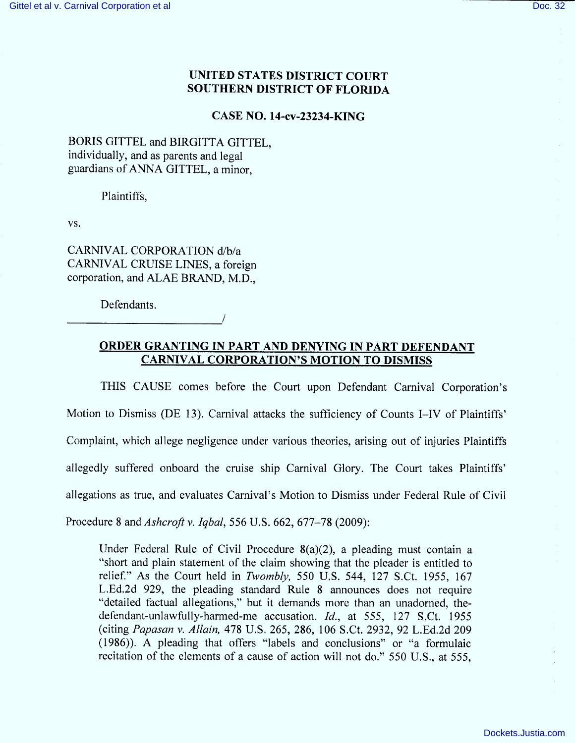# UNITED STATES DISTRICT COURT
# SOUTHERN DISTRICT OF FLORIDA

## CASE NO. 14-cv-23234-KING

BORIS GITTEL and BIRGITTA GITTEL, individually, and as parents and legal guardians of ANNA GITTEL, a minor,

Plaintiffs,

vs.

CARNIVAL CORPORATION d/b/a CARNIVAL CRUISE LINES, a foreign corporation, and ALAE BRAND, M.D.,

Defendants.

_____________________________/

## ORDER GRANTING IN PART AND DENYING IN PART DEFENDANT CARNIVAL CORPORATION'S MOTION TO DISMISS

THIS CAUSE comes before the Court upon Defendant Carnival Corporation's Motion to Dismiss (DE 13). Carnival attacks the sufficiency of Counts I–IV of Plaintiffs' Complaint, which allege negligence under various theories, arising out of injuries Plaintiffs allegedly suffered onboard the cruise ship Carnival Glory. The Court takes Plaintiffs' allegations as true, and evaluates Carnival's Motion to Dismiss under Federal Rule of Civil Procedure 8 and *Ashcroft v. Iqbal*, 556 U.S. 662, 677–78 (2009):

> Under Federal Rule of Civil Procedure 8(a)(2), a pleading must contain a "short and plain statement of the claim showing that the pleader is entitled to relief." As the Court held in *Twombly,* 550 U.S. 544, 127 S.Ct. 1955, 167 L.Ed.2d 929, the pleading standard Rule 8 announces does not require "detailed factual allegations," but it demands more than an unadorned, the-defendant-unlawfully-harmed-me accusation. *Id.*, at 555, 127 S.Ct. 1955 (citing *Papasan v. Allain,* 478 U.S. 265, 286, 106 S.Ct. 2932, 92 L.Ed.2d 209 (1986)). A pleading that offers "labels and conclusions" or "a formulaic recitation of the elements of a cause of action will not do." 550 U.S., at 555,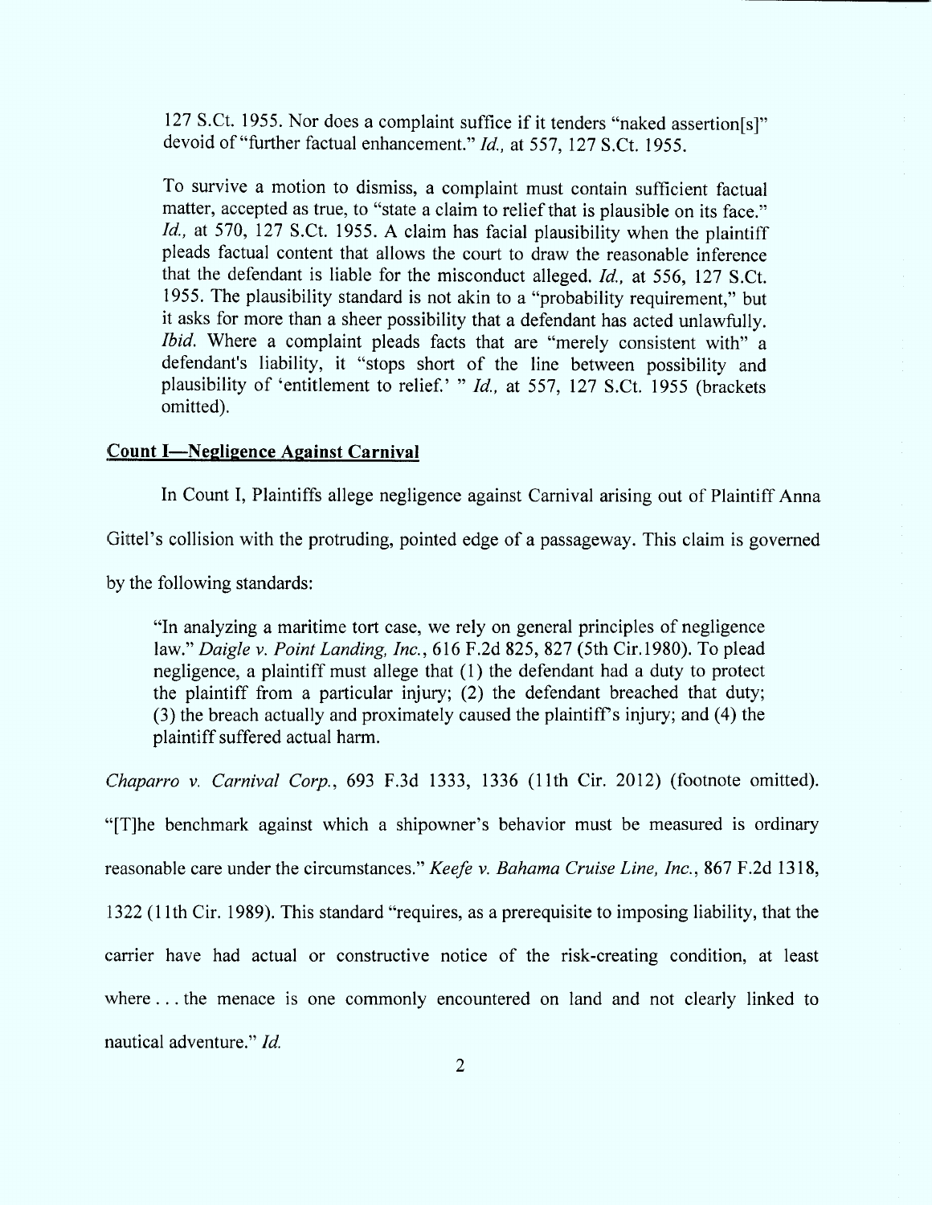> 127 S.Ct. 1955. Nor does a complaint suffice if it tenders "naked assertion[s]" devoid of "further factual enhancement." *Id.*, at 557, 127 S.Ct. 1955.
>
> To survive a motion to dismiss, a complaint must contain sufficient factual matter, accepted as true, to "state a claim to relief that is plausible on its face." *Id.*, at 570, 127 S.Ct. 1955. A claim has facial plausibility when the plaintiff pleads factual content that allows the court to draw the reasonable inference that the defendant is liable for the misconduct alleged. *Id.*, at 556, 127 S.Ct. 1955. The plausibility standard is not akin to a "probability requirement," but it asks for more than a sheer possibility that a defendant has acted unlawfully. *Ibid.* Where a complaint pleads facts that are "merely consistent with" a defendant's liability, it "stops short of the line between possibility and plausibility of 'entitlement to relief.' " *Id.*, at 557, 127 S.Ct. 1955 (brackets omitted).

**Count I—Negligence Against Carnival**

In Count I, Plaintiffs allege negligence against Carnival arising out of Plaintiff Anna Gittel's collision with the protruding, pointed edge of a passageway. This claim is governed by the following standards:

> "In analyzing a maritime tort case, we rely on general principles of negligence law." *Daigle v. Point Landing, Inc.*, 616 F.2d 825, 827 (5th Cir.1980). To plead negligence, a plaintiff must allege that (1) the defendant had a duty to protect the plaintiff from a particular injury; (2) the defendant breached that duty; (3) the breach actually and proximately caused the plaintiff's injury; and (4) the plaintiff suffered actual harm.

*Chaparro v. Carnival Corp.*, 693 F.3d 1333, 1336 (11th Cir. 2012) (footnote omitted). "[T]he benchmark against which a shipowner's behavior must be measured is ordinary reasonable care under the circumstances." *Keefe v. Bahama Cruise Line, Inc.*, 867 F.2d 1318, 1322 (11th Cir. 1989). This standard "requires, as a prerequisite to imposing liability, that the carrier have had actual or constructive notice of the risk-creating condition, at least where . . . the menace is one commonly encountered on land and not clearly linked to nautical adventure." *Id.*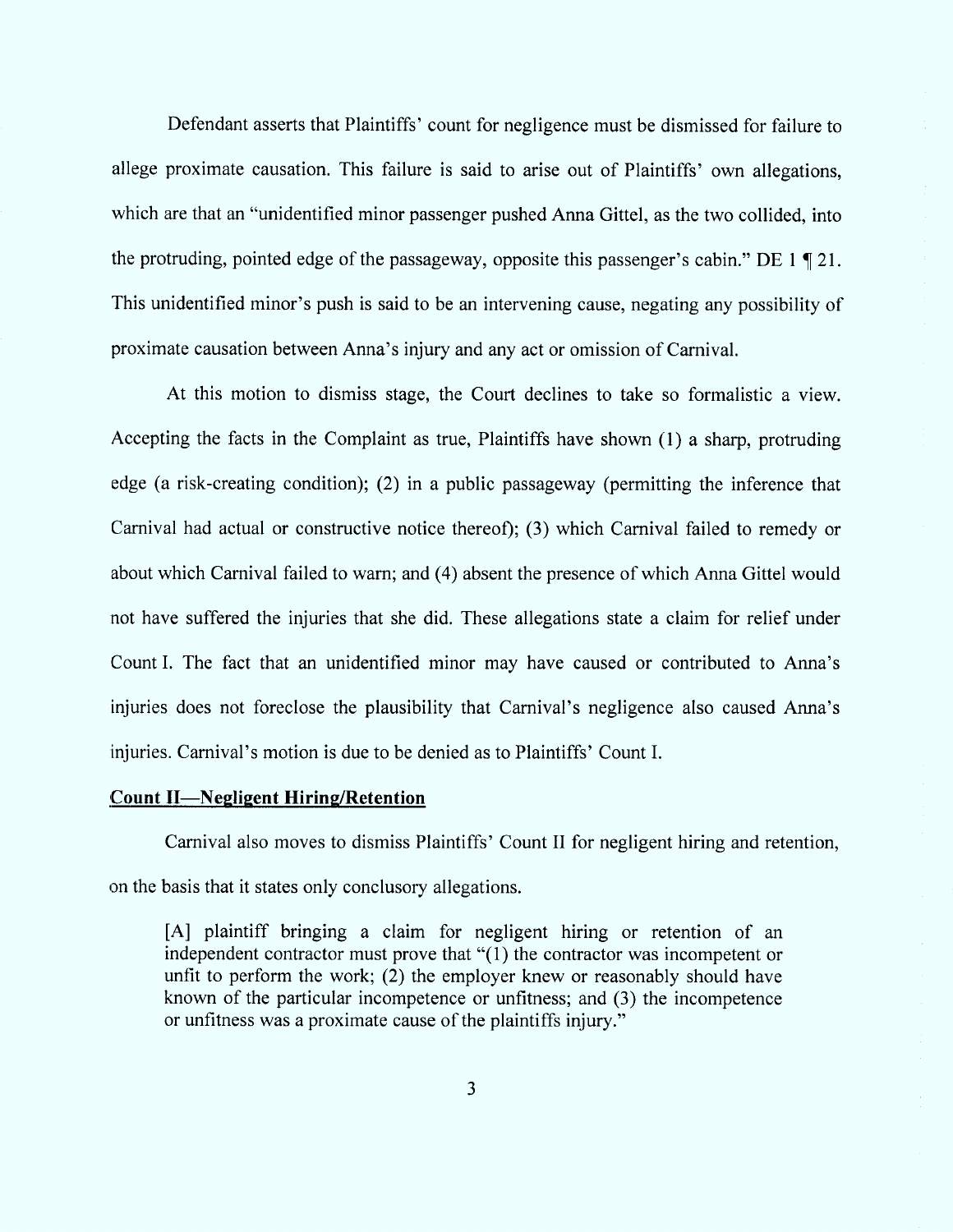Defendant asserts that Plaintiffs' count for negligence must be dismissed for failure to allege proximate causation. This failure is said to arise out of Plaintiffs' own allegations, which are that an "unidentified minor passenger pushed Anna Gittel, as the two collided, into the protruding, pointed edge of the passageway, opposite this passenger's cabin." DE 1 ¶ 21. This unidentified minor's push is said to be an intervening cause, negating any possibility of proximate causation between Anna's injury and any act or omission of Carnival.

At this motion to dismiss stage, the Court declines to take so formalistic a view. Accepting the facts in the Complaint as true, Plaintiffs have shown (1) a sharp, protruding edge (a risk-creating condition); (2) in a public passageway (permitting the inference that Carnival had actual or constructive notice thereof); (3) which Carnival failed to remedy or about which Carnival failed to warn; and (4) absent the presence of which Anna Gittel would not have suffered the injuries that she did. These allegations state a claim for relief under Count I. The fact that an unidentified minor may have caused or contributed to Anna's injuries does not foreclose the plausibility that Carnival's negligence also caused Anna's injuries. Carnival's motion is due to be denied as to Plaintiffs' Count I.

**Count II—Negligent Hiring/Retention**

Carnival also moves to dismiss Plaintiffs' Count II for negligent hiring and retention, on the basis that it states only conclusory allegations.

> [A] plaintiff bringing a claim for negligent hiring or retention of an independent contractor must prove that "(1) the contractor was incompetent or unfit to perform the work; (2) the employer knew or reasonably should have known of the particular incompetence or unfitness; and (3) the incompetence or unfitness was a proximate cause of the plaintiffs injury."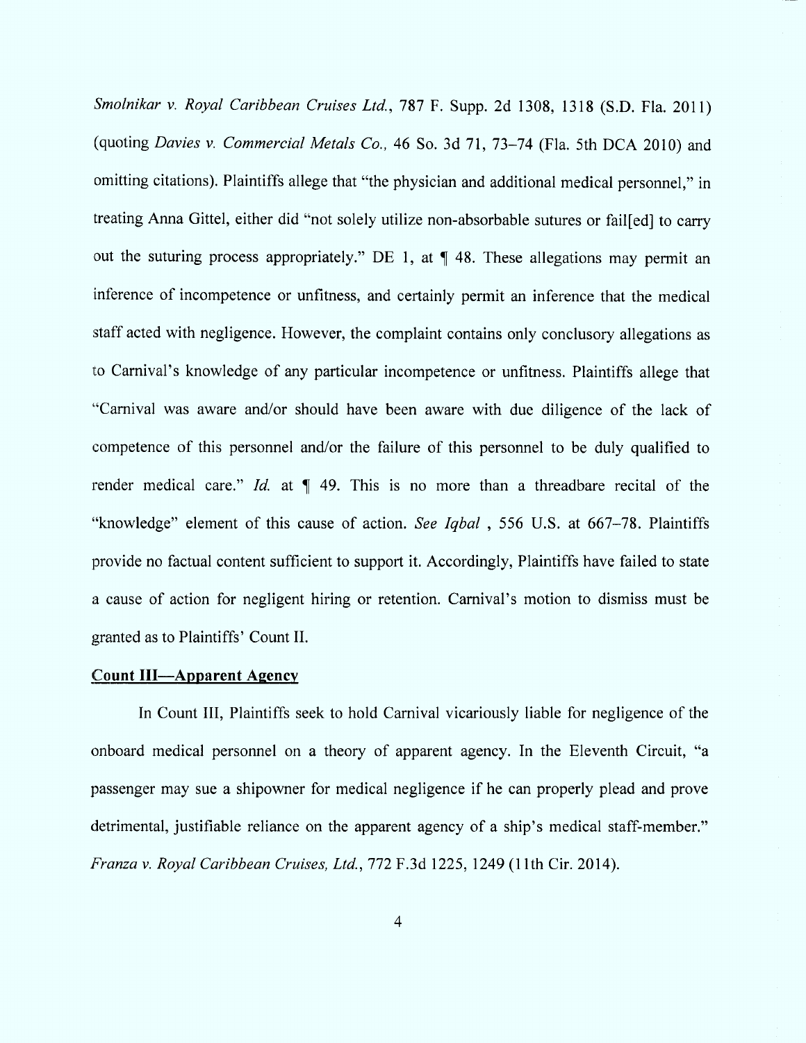*Smolnikar v. Royal Caribbean Cruises Ltd.*, 787 F. Supp. 2d 1308, 1318 (S.D. Fla. 2011) (quoting *Davies v. Commercial Metals Co.*, 46 So. 3d 71, 73–74 (Fla. 5th DCA 2010) and omitting citations). Plaintiffs allege that "the physician and additional medical personnel," in treating Anna Gittel, either did "not solely utilize non-absorbable sutures or fail[ed] to carry out the suturing process appropriately." DE 1, at ¶ 48. These allegations may permit an inference of incompetence or unfitness, and certainly permit an inference that the medical staff acted with negligence. However, the complaint contains only conclusory allegations as to Carnival's knowledge of any particular incompetence or unfitness. Plaintiffs allege that "Carnival was aware and/or should have been aware with due diligence of the lack of competence of this personnel and/or the failure of this personnel to be duly qualified to render medical care." *Id.* at ¶ 49. This is no more than a threadbare recital of the "knowledge" element of this cause of action. *See Iqbal* , 556 U.S. at 667–78. Plaintiffs provide no factual content sufficient to support it. Accordingly, Plaintiffs have failed to state a cause of action for negligent hiring or retention. Carnival's motion to dismiss must be granted as to Plaintiffs' Count II.

**Count III—Apparent Agency**

In Count III, Plaintiffs seek to hold Carnival vicariously liable for negligence of the onboard medical personnel on a theory of apparent agency. In the Eleventh Circuit, "a passenger may sue a shipowner for medical negligence if he can properly plead and prove detrimental, justifiable reliance on the apparent agency of a ship's medical staff-member." *Franza v. Royal Caribbean Cruises, Ltd.*, 772 F.3d 1225, 1249 (11th Cir. 2014).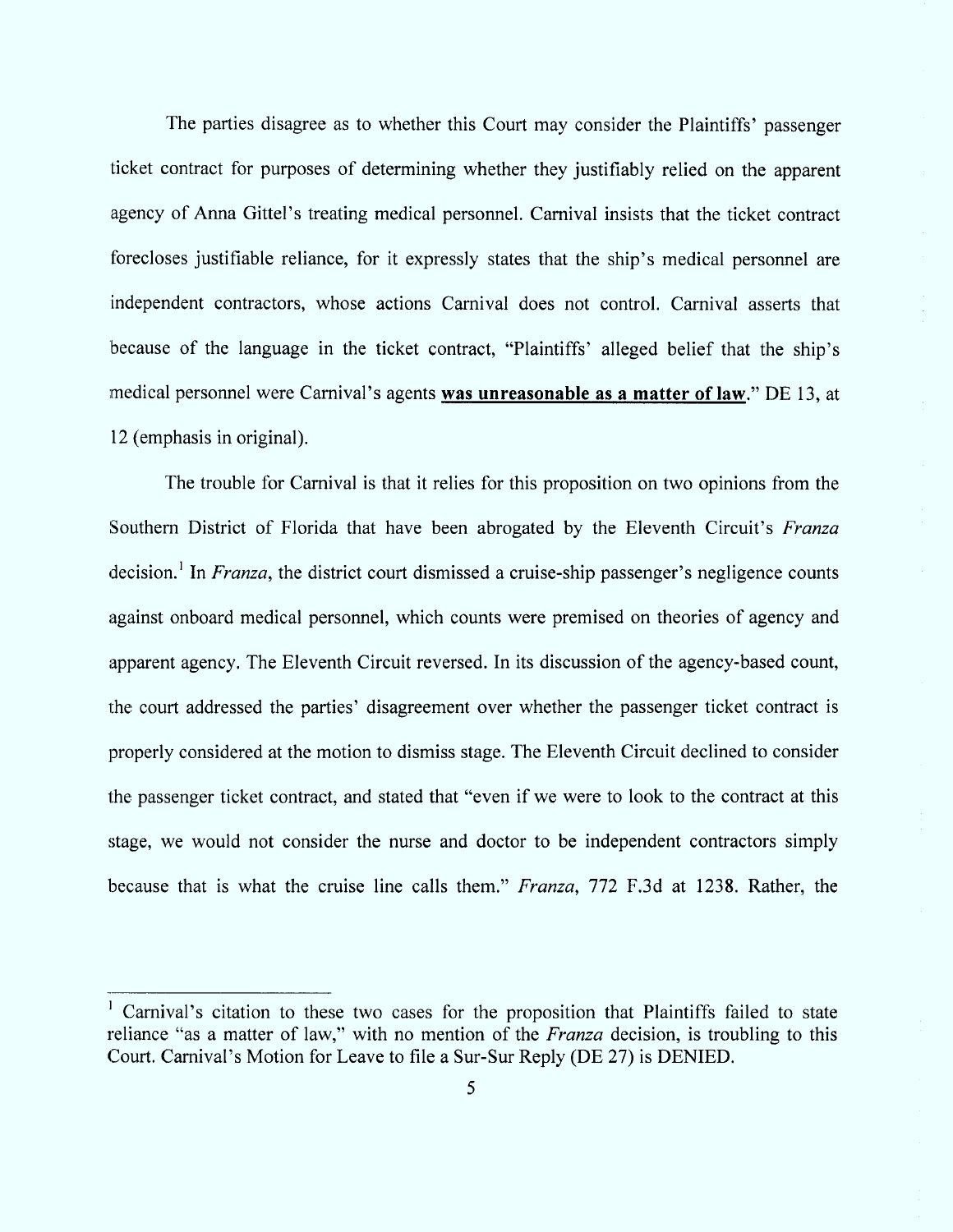The parties disagree as to whether this Court may consider the Plaintiffs' passenger ticket contract for purposes of determining whether they justifiably relied on the apparent agency of Anna Gittel's treating medical personnel. Carnival insists that the ticket contract forecloses justifiable reliance, for it expressly states that the ship's medical personnel are independent contractors, whose actions Carnival does not control. Carnival asserts that because of the language in the ticket contract, "Plaintiffs' alleged belief that the ship's medical personnel were Carnival's agents **<u>was unreasonable as a matter of law</u>**." DE 13, at 12 (emphasis in original).

The trouble for Carnival is that it relies for this proposition on two opinions from the Southern District of Florida that have been abrogated by the Eleventh Circuit's *Franza* decision.[1] In *Franza*, the district court dismissed a cruise-ship passenger's negligence counts against onboard medical personnel, which counts were premised on theories of agency and apparent agency. The Eleventh Circuit reversed. In its discussion of the agency-based count, the court addressed the parties' disagreement over whether the passenger ticket contract is properly considered at the motion to dismiss stage. The Eleventh Circuit declined to consider the passenger ticket contract, and stated that "even if we were to look to the contract at this stage, we would not consider the nurse and doctor to be independent contractors simply because that is what the cruise line calls them." *Franza*, 772 F.3d at 1238. Rather, the

---

[1] Carnival's citation to these two cases for the proposition that Plaintiffs failed to state reliance "as a matter of law," with no mention of the *Franza* decision, is troubling to this Court. Carnival's Motion for Leave to file a Sur-Sur Reply (DE 27) is DENIED.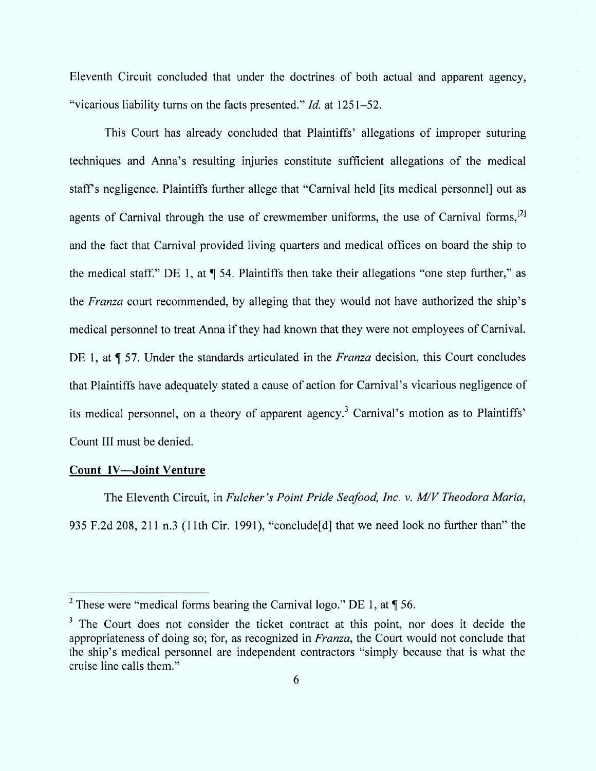Eleventh Circuit concluded that under the doctrines of both actual and apparent agency, "vicarious liability turns on the facts presented." *Id.* at 1251–52.

This Court has already concluded that Plaintiffs' allegations of improper suturing techniques and Anna's resulting injuries constitute sufficient allegations of the medical staff's negligence. Plaintiffs further allege that "Carnival held [its medical personnel] out as agents of Carnival through the use of crewmember uniforms, the use of Carnival forms,[2] and the fact that Carnival provided living quarters and medical offices on board the ship to the medical staff." DE 1, at ¶ 54. Plaintiffs then take their allegations "one step further," as the *Franza* court recommended, by alleging that they would not have authorized the ship's medical personnel to treat Anna if they had known that they were not employees of Carnival. DE 1, at ¶ 57. Under the standards articulated in the *Franza* decision, this Court concludes that Plaintiffs have adequately stated a cause of action for Carnival's vicarious negligence of its medical personnel, on a theory of apparent agency.[3] Carnival's motion as to Plaintiffs' Count III must be denied.

**Count IV—Joint Venture**

The Eleventh Circuit, in *Fulcher's Point Pride Seafood, Inc. v. M/V Theodora Maria*, 935 F.2d 208, 211 n.3 (11th Cir. 1991), "conclude[d] that we need look no further than" the

---

[2] These were "medical forms bearing the Carnival logo." DE 1, at ¶ 56.

[3] The Court does not consider the ticket contract at this point, nor does it decide the appropriateness of doing so; for, as recognized in *Franza*, the Court would not conclude that the ship's medical personnel are independent contractors "simply because that is what the cruise line calls them."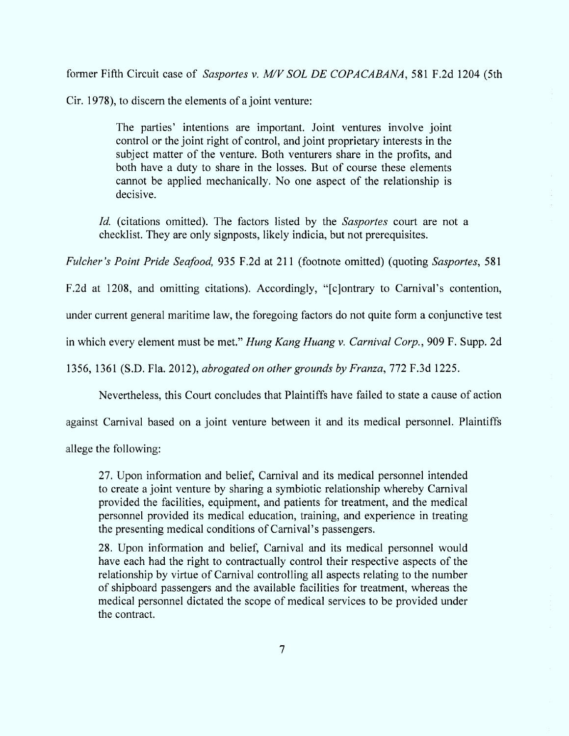former Fifth Circuit case of *Sasportes v. M/V SOL DE COPACABANA*, 581 F.2d 1204 (5th Cir. 1978), to discern the elements of a joint venture:

> The parties' intentions are important. Joint ventures involve joint control or the joint right of control, and joint proprietary interests in the subject matter of the venture. Both venturers share in the profits, and both have a duty to share in the losses. But of course these elements cannot be applied mechanically. No one aspect of the relationship is decisive.
>
> *Id.* (citations omitted). The factors listed by the *Sasportes* court are not a checklist. They are only signposts, likely indicia, but not prerequisites.

*Fulcher's Point Pride Seafood,* 935 F.2d at 211 (footnote omitted) (quoting *Sasportes*, 581 F.2d at 1208, and omitting citations). Accordingly, "[c]ontrary to Carnival's contention, under current general maritime law, the foregoing factors do not quite form a conjunctive test in which every element must be met." *Hung Kang Huang v. Carnival Corp.*, 909 F. Supp. 2d 1356, 1361 (S.D. Fla. 2012), *abrogated on other grounds by Franza*, 772 F.3d 1225.

Nevertheless, this Court concludes that Plaintiffs have failed to state a cause of action against Carnival based on a joint venture between it and its medical personnel. Plaintiffs allege the following:

> 27. Upon information and belief, Carnival and its medical personnel intended to create a joint venture by sharing a symbiotic relationship whereby Carnival provided the facilities, equipment, and patients for treatment, and the medical personnel provided its medical education, training, and experience in treating the presenting medical conditions of Carnival's passengers.
>
> 28. Upon information and belief, Carnival and its medical personnel would have each had the right to contractually control their respective aspects of the relationship by virtue of Carnival controlling all aspects relating to the number of shipboard passengers and the available facilities for treatment, whereas the medical personnel dictated the scope of medical services to be provided under the contract.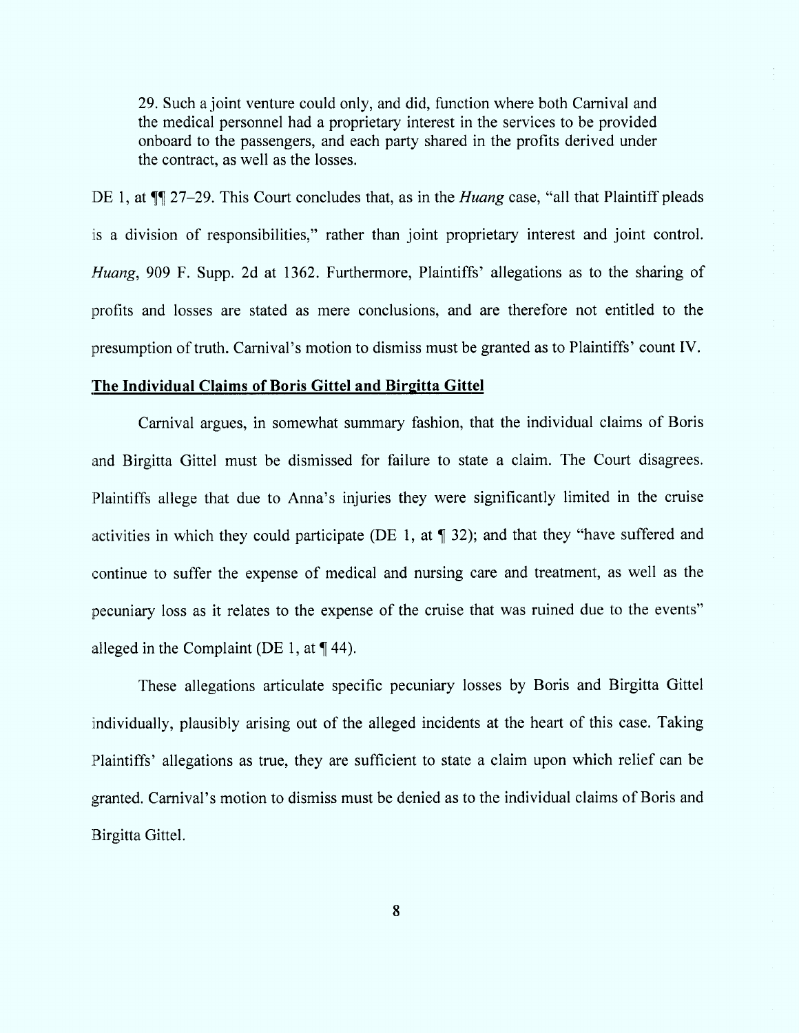> 29. Such a joint venture could only, and did, function where both Carnival and the medical personnel had a proprietary interest in the services to be provided onboard to the passengers, and each party shared in the profits derived under the contract, as well as the losses.

DE 1, at ¶¶ 27–29. This Court concludes that, as in the *Huang* case, "all that Plaintiff pleads is a division of responsibilities," rather than joint proprietary interest and joint control. *Huang*, 909 F. Supp. 2d at 1362. Furthermore, Plaintiffs' allegations as to the sharing of profits and losses are stated as mere conclusions, and are therefore not entitled to the presumption of truth. Carnival's motion to dismiss must be granted as to Plaintiffs' count IV.

**<u>The Individual Claims of Boris Gittel and Birgitta Gittel</u>**

Carnival argues, in somewhat summary fashion, that the individual claims of Boris and Birgitta Gittel must be dismissed for failure to state a claim. The Court disagrees. Plaintiffs allege that due to Anna's injuries they were significantly limited in the cruise activities in which they could participate (DE 1, at ¶ 32); and that they "have suffered and continue to suffer the expense of medical and nursing care and treatment, as well as the pecuniary loss as it relates to the expense of the cruise that was ruined due to the events" alleged in the Complaint (DE 1, at ¶ 44).

These allegations articulate specific pecuniary losses by Boris and Birgitta Gittel individually, plausibly arising out of the alleged incidents at the heart of this case. Taking Plaintiffs' allegations as true, they are sufficient to state a claim upon which relief can be granted. Carnival's motion to dismiss must be denied as to the individual claims of Boris and Birgitta Gittel.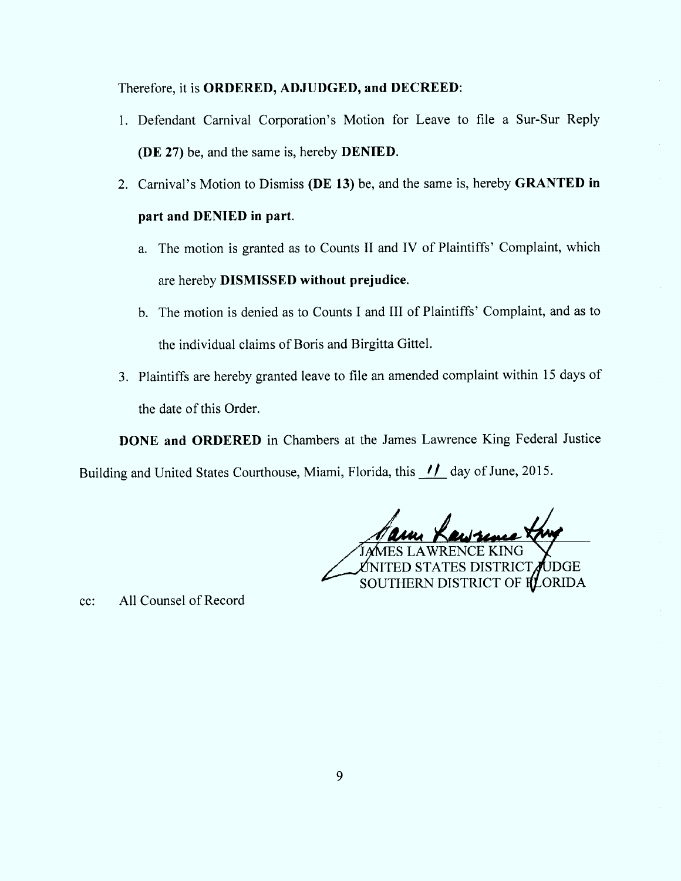Therefore, it is **ORDERED, ADJUDGED, and DECREED**:

1. Defendant Carnival Corporation's Motion for Leave to file a Sur-Sur Reply **(DE 27)** be, and the same is, hereby **DENIED**.
2. Carnival's Motion to Dismiss **(DE 13)** be, and the same is, hereby **GRANTED in part and DENIED in part**.
   a. The motion is granted as to Counts II and IV of Plaintiffs' Complaint, which are hereby **DISMISSED without prejudice**.
   b. The motion is denied as to Counts I and III of Plaintiffs' Complaint, and as to the individual claims of Boris and Birgitta Gittel.
3. Plaintiffs are hereby granted leave to file an amended complaint within 15 days of the date of this Order.

**DONE and ORDERED** in Chambers at the James Lawrence King Federal Justice Building and United States Courthouse, Miami, Florida, this 11 day of June, 2015.

JAMES LAWRENCE KING
UNITED STATES DISTRICT JUDGE
SOUTHERN DISTRICT OF FLORIDA

cc: All Counsel of Record